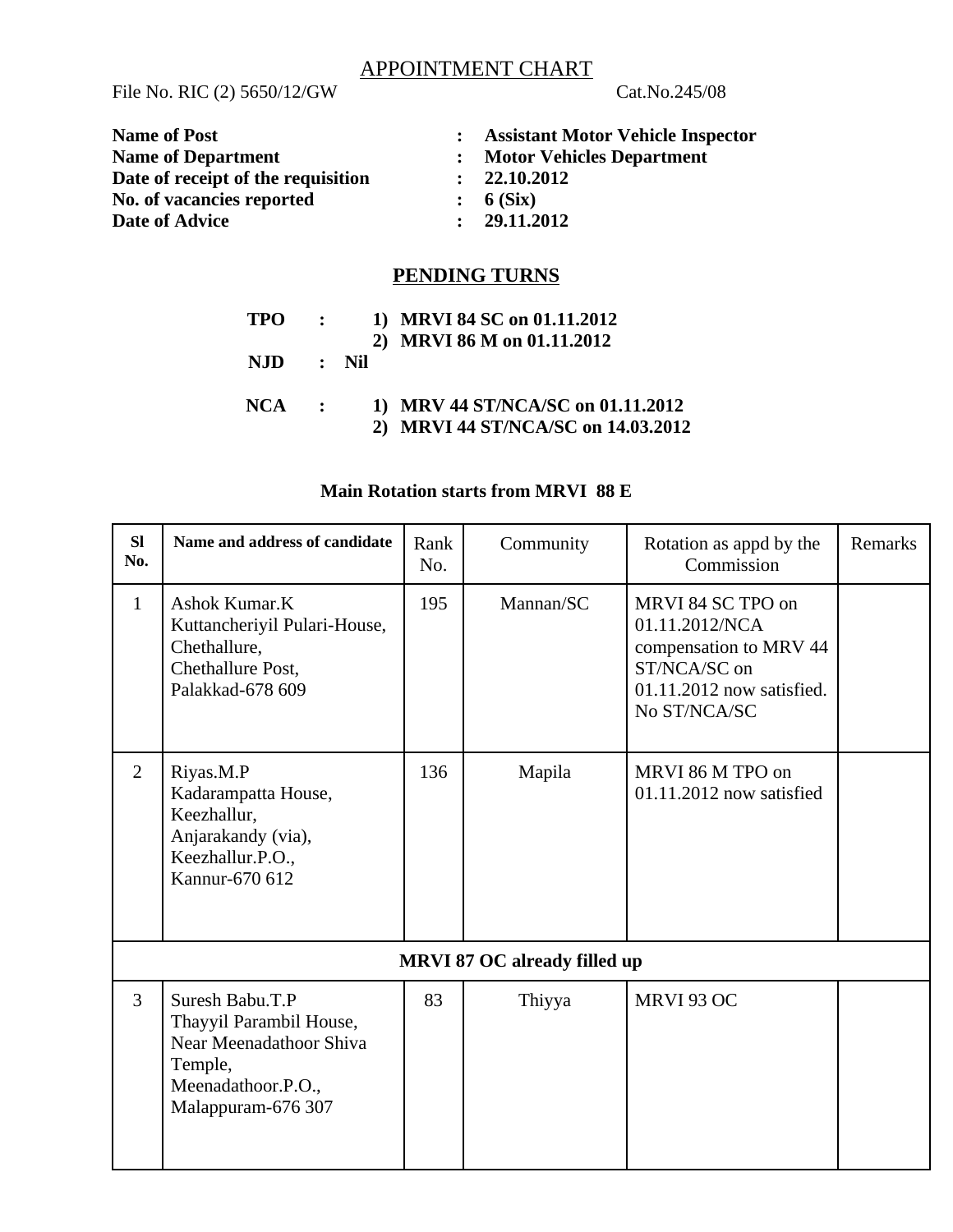# APPOINTMENT CHART

File No. RIC (2) 5650/12/GW Cat.No.245/08

**Name of Post** : **Assistant Motor Vehicle Inspector**
**Name of Department** : **Motor Vehicles Department**
**Date of receipt of the requisition** : **22.10.2012**
**No. of vacancies reported** : **6 (Six)**
**Date of Advice** : **29.11.2012**

## PENDING TURNS

**TPO** : **1) MRVI 84 SC on 01.11.2012**
**2) MRVI 86 M on 01.11.2012**

**NJD** : **Nil**

**NCA** : **1) MRV 44 ST/NCA/SC on 01.11.2012**
**2) MRVI 44 ST/NCA/SC on 14.03.2012**

**Main Rotation starts from MRVI 88 E**

| Sl No. | Name and address of candidate | Rank No. | Community | Rotation as appd by the Commission | Remarks |
|---|---|---|---|---|---|
| 1 | Ashok Kumar.K<br>Kuttancheriyil Pulari-House,<br>Chethallure,<br>Chethallure Post,<br>Palakkad-678 609 | 195 | Mannan/SC | MRVI 84 SC TPO on 01.11.2012/NCA compensation to MRV 44 ST/NCA/SC on 01.11.2012 now satisfied. No ST/NCA/SC | |
| 2 | Riyas.M.P<br>Kadarampatta House,<br>Keezhallur,<br>Anjarakandy (via),<br>Keezhallur.P.O.,<br>Kannur-670 612 | 136 | Mapila | MRVI 86 M TPO on 01.11.2012 now satisfied | |
| **MRVI 87 OC already filled up** | | | | | |
| 3 | Suresh Babu.T.P<br>Thayyil Parambil House,<br>Near Meenadathoor Shiva Temple,<br>Meenadathoor.P.O.,<br>Malappuram-676 307 | 83 | Thiyya | MRVI 93 OC | |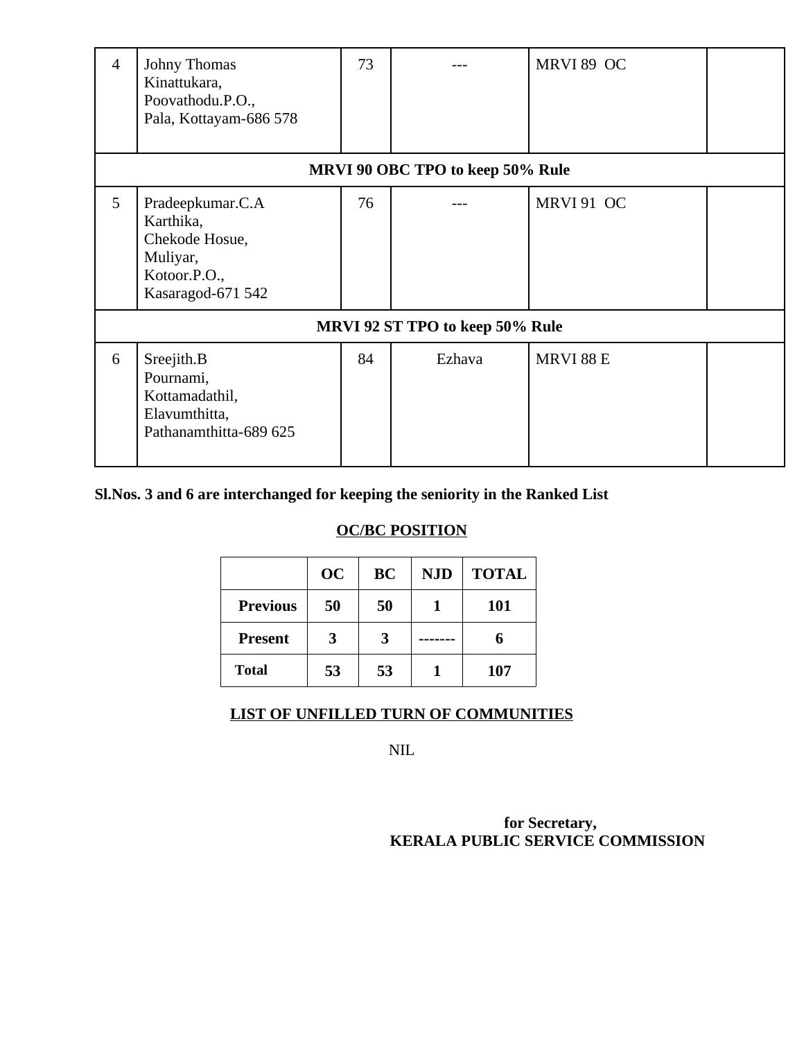| | | | | | |
|---|---|---|---|---|---|
| 4 | Johny Thomas<br>Kinattukara,<br>Poovathodu.P.O.,<br>Pala, Kottayam-686 578 | 73 | --- | MRVI 89 OC | |
| **MRVI 90 OBC TPO to keep 50% Rule** | | | | | |
| 5 | Pradeepkumar.C.A<br>Karthika,<br>Chekode Hosue,<br>Muliyar,<br>Kotoor.P.O.,<br>Kasaragod-671 542 | 76 | --- | MRVI 91 OC | |
| **MRVI 92 ST TPO to keep 50% Rule** | | | | | |
| 6 | Sreejith.B<br>Pournami,<br>Kottamadathil,<br>Elavumthitta,<br>Pathanamthitta-689 625 | 84 | Ezhava | MRVI 88 E | |

**Sl.Nos. 3 and 6 are interchanged for keeping the seniority in the Ranked List**

**OC/BC POSITION**

| | OC | BC | NJD | TOTAL |
|---|---|---|---|---|
| **Previous** | **50** | **50** | **1** | **101** |
| **Present** | **3** | **3** | ------- | **6** |
| **Total** | **53** | **53** | **1** | **107** |

**LIST OF UNFILLED TURN OF COMMUNITIES**

NIL

**for Secretary,**
**KERALA PUBLIC SERVICE COMMISSION**